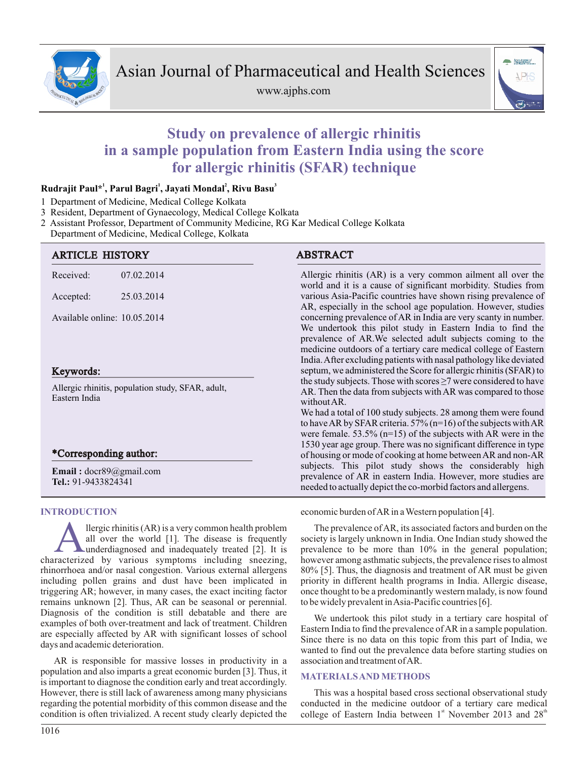# Study on prevalence of allergic rhinitis in a sample population from Eastern India using the score for allergic rhinitis (SFAR) technique

**Rudrajit Paul*[1], Parul Bagri[1], Jayati Mondal[2], Rivu Basu[3]**

1 Department of Medicine, Medical College Kolkata
3 Resident, Department of Gynaecology, Medical College Kolkata
2 Assistant Professor, Department of Community Medicine, RG Kar Medical College Kolkata
Department of Medicine, Medical College, Kolkata

## ARTICLE HISTORY

Received: 07.02.2014

Accepted: 25.03.2014

Available online: 10.05.2014

## Keywords:

Allergic rhinitis, population study, SFAR, adult, Eastern India

## *Corresponding author:

**Email :** docr89@gmail.com
**Tel.:** 91-9433824341

## ABSTRACT

Allergic rhinitis (AR) is a very common ailment all over the world and it is a cause of significant morbidity. Studies from various Asia-Pacific countries have shown rising prevalence of AR, especially in the school age population. However, studies concerning prevalence of AR in India are very scanty in number. We undertook this pilot study in Eastern India to find the prevalence of AR.We selected adult subjects coming to the medicine outdoors of a tertiary care medical college of Eastern India. After excluding patients with nasal pathology like deviated septum, we administered the Score for allergic rhinitis (SFAR) to the study subjects. Those with scores ≥7 were considered to have AR. Then the data from subjects with AR was compared to those without AR.

We had a total of 100 study subjects. 28 among them were found to have AR by SFAR criteria. 57% (n=16) of the subjects with AR were female. 53.5% (n=15) of the subjects with AR were in the 1530 year age group. There was no significant difference in type of housing or mode of cooking at home between AR and non-AR subjects. This pilot study shows the considerably high prevalence of AR in eastern India. However, more studies are needed to actually depict the co-morbid factors and allergens.

## INTRODUCTION

Allergic rhinitis (AR) is a very common health problem all over the world [1]. The disease is frequently underdiagnosed and inadequately treated [2]. It is characterized by various symptoms including sneezing, rhinorrhoea and/or nasal congestion. Various external allergens including pollen grains and dust have been implicated in triggering AR; however, in many cases, the exact inciting factor remains unknown [2]. Thus, AR can be seasonal or perennial. Diagnosis of the condition is still debatable and there are examples of both over-treatment and lack of treatment. Children are especially affected by AR with significant losses of school days and academic deterioration.

AR is responsible for massive losses in productivity in a population and also imparts a great economic burden [3]. Thus, it is important to diagnose the condition early and treat accordingly. However, there is still lack of awareness among many physicians regarding the potential morbidity of this common disease and the condition is often trivialized. A recent study clearly depicted the economic burden of AR in a Western population [4].

The prevalence of AR, its associated factors and burden on the society is largely unknown in India. One Indian study showed the prevalence to be more than 10% in the general population; however among asthmatic subjects, the prevalence rises to almost 80% [5]. Thus, the diagnosis and treatment of AR must be given priority in different health programs in India. Allergic disease, once thought to be a predominantly western malady, is now found to be widely prevalent in Asia-Pacific countries [6].

We undertook this pilot study in a tertiary care hospital of Eastern India to find the prevalence of AR in a sample population. Since there is no data on this topic from this part of India, we wanted to find out the prevalence data before starting studies on association and treatment of AR.

## MATERIALS AND METHODS

This was a hospital based cross sectional observational study conducted in the medicine outdoor of a tertiary care medical college of Eastern India between 1st November 2013 and 28th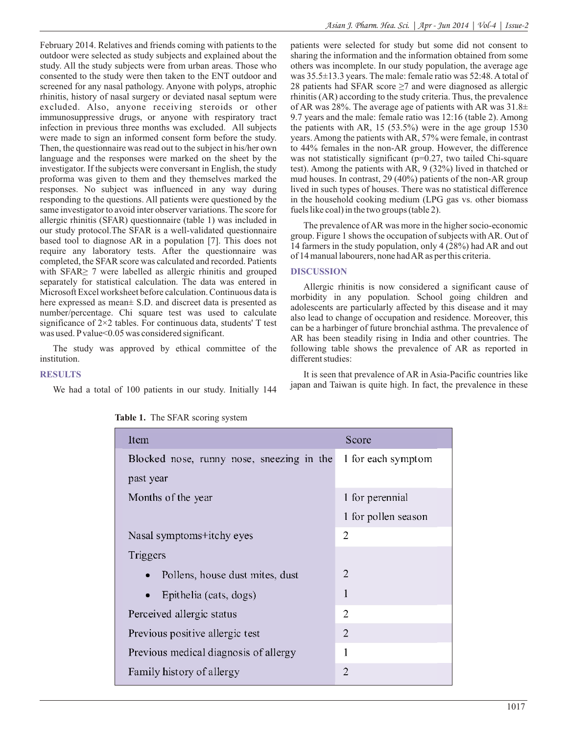February 2014. Relatives and friends coming with patients to the outdoor were selected as study subjects and explained about the study. All the study subjects were from urban areas. Those who consented to the study were then taken to the ENT outdoor and screened for any nasal pathology. Anyone with polyps, atrophic rhinitis, history of nasal surgery or deviated nasal septum were excluded. Also, anyone receiving steroids or other immunosuppressive drugs, or anyone with respiratory tract infection in previous three months was excluded. All subjects were made to sign an informed consent form before the study. Then, the questionnaire was read out to the subject in his/her own language and the responses were marked on the sheet by the investigator. If the subjects were conversant in English, the study proforma was given to them and they themselves marked the responses. No subject was influenced in any way during responding to the questions. All patients were questioned by the same investigator to avoid inter observer variations. The score for allergic rhinitis (SFAR) questionnaire (table 1) was included in our study protocol.The SFAR is a well-validated questionnaire based tool to diagnose AR in a population [7]. This does not require any laboratory tests. After the questionnaire was completed, the SFAR score was calculated and recorded. Patients with SFAR≥ 7 were labelled as allergic rhinitis and grouped separately for statistical calculation. The data was entered in Microsoft Excel worksheet before calculation. Continuous data is here expressed as mean± S.D. and discreet data is presented as number/percentage. Chi square test was used to calculate significance of 2×2 tables. For continuous data, students' T test was used. P value<0.05 was considered significant.

The study was approved by ethical committee of the institution.

## RESULTS

We had a total of 100 patients in our study. Initially 144 patients were selected for study but some did not consent to sharing the information and the information obtained from some others was incomplete. In our study population, the average age was 35.5±13.3 years. The male: female ratio was 52:48. A total of 28 patients had SFAR score ≥7 and were diagnosed as allergic rhinitis (AR) according to the study criteria. Thus, the prevalence of AR was 28%. The average age of patients with AR was 31.8± 9.7 years and the male: female ratio was 12:16 (table 2). Among the patients with AR, 15 (53.5%) were in the age group 1530 years. Among the patients with AR, 57% were female, in contrast to 44% females in the non-AR group. However, the difference was not statistically significant (p=0.27, two tailed Chi-square test). Among the patients with AR, 9 (32%) lived in thatched or mud houses. In contrast, 29 (40%) patients of the non-AR group lived in such types of houses. There was no statistical difference in the household cooking medium (LPG gas vs. other biomass fuels like coal) in the two groups (table 2).

The prevalence of AR was more in the higher socio-economic group. Figure 1 shows the occupation of subjects with AR. Out of 14 farmers in the study population, only 4 (28%) had AR and out of 14 manual labourers, none had AR as per this criteria.

## DISCUSSION

Allergic rhinitis is now considered a significant cause of morbidity in any population. School going children and adolescents are particularly affected by this disease and it may also lead to change of occupation and residence. Moreover, this can be a harbinger of future bronchial asthma. The prevalence of AR has been steadily rising in India and other countries. The following table shows the prevalence of AR as reported in different studies:

It is seen that prevalence of AR in Asia-Pacific countries like japan and Taiwan is quite high. In fact, the prevalence in these

**Table 1.** The SFAR scoring system

| Item | Score |
|---|---|
| Blocked nose, runny nose, sneezing in the past year | 1 for each symptom |
| Months of the year | 1 for perennial<br>1 for pollen season |
| Nasal symptoms+itchy eyes | 2 |
| Triggers | |
| • Pollens, house dust mites, dust | 2 |
| • Epithelia (cats, dogs) | 1 |
| Perceived allergic status | 2 |
| Previous positive allergic test | 2 |
| Previous medical diagnosis of allergy | 1 |
| Family history of allergy | 2 |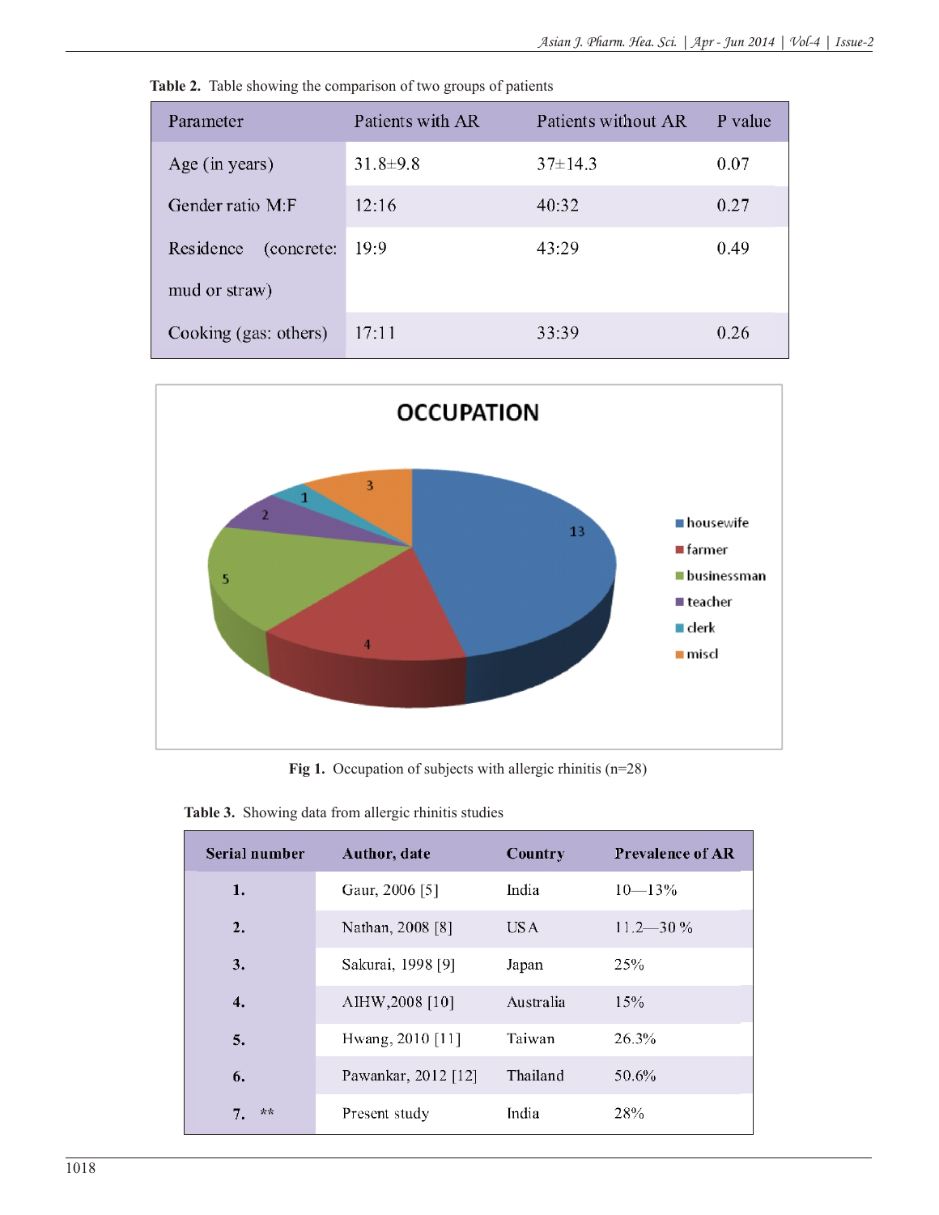**Table 2.** Table showing the comparison of two groups of patients

| Parameter | Patients with AR | Patients without AR | P value |
|---|---|---|---|
| Age (in years) | 31.8±9.8 | 37±14.3 | 0.07 |
| Gender ratio M:F | 12:16 | 40:32 | 0.27 |
| Residence (concrete: mud or straw) | 19:9 | 43:29 | 0.49 |
| Cooking (gas: others) | 17:11 | 33:39 | 0.26 |

**Fig 1.** Occupation of subjects with allergic rhinitis (n=28)

**Table 3.** Showing data from allergic rhinitis studies

| Serial number | Author, date | Country | Prevalence of AR |
|---|---|---|---|
| 1. | Gaur, 2006 [5] | India | 10—13% |
| 2. | Nathan, 2008 [8] | USA | 11.2—30 % |
| 3. | Sakurai, 1998 [9] | Japan | 25% |
| 4. | AIHW,2008 [10] | Australia | 15% |
| 5. | Hwang, 2010 [11] | Taiwan | 26.3% |
| 6. | Pawankar, 2012 [12] | Thailand | 50.6% |
| 7. ** | Present study | India | 28% |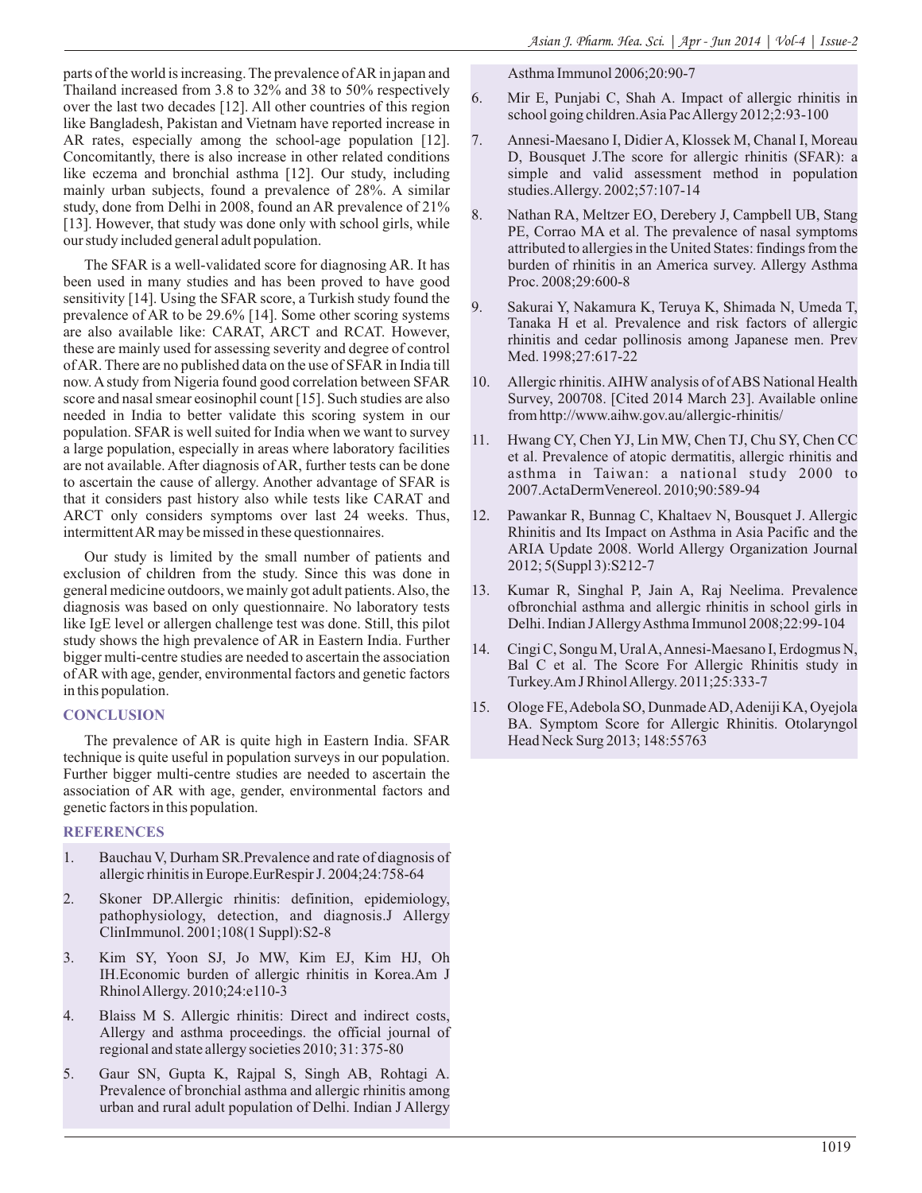parts of the world is increasing. The prevalence of AR in japan and Thailand increased from 3.8 to 32% and 38 to 50% respectively over the last two decades [12]. All other countries of this region like Bangladesh, Pakistan and Vietnam have reported increase in AR rates, especially among the school-age population [12]. Concomitantly, there is also increase in other related conditions like eczema and bronchial asthma [12]. Our study, including mainly urban subjects, found a prevalence of 28%. A similar study, done from Delhi in 2008, found an AR prevalence of 21% [13]. However, that study was done only with school girls, while our study included general adult population.

The SFAR is a well-validated score for diagnosing AR. It has been used in many studies and has been proved to have good sensitivity [14]. Using the SFAR score, a Turkish study found the prevalence of AR to be 29.6% [14]. Some other scoring systems are also available like: CARAT, ARCT and RCAT. However, these are mainly used for assessing severity and degree of control of AR. There are no published data on the use of SFAR in India till now. A study from Nigeria found good correlation between SFAR score and nasal smear eosinophil count [15]. Such studies are also needed in India to better validate this scoring system in our population. SFAR is well suited for India when we want to survey a large population, especially in areas where laboratory facilities are not available. After diagnosis of AR, further tests can be done to ascertain the cause of allergy. Another advantage of SFAR is that it considers past history also while tests like CARAT and ARCT only considers symptoms over last 24 weeks. Thus, intermittent AR may be missed in these questionnaires.

Our study is limited by the small number of patients and exclusion of children from the study. Since this was done in general medicine outdoors, we mainly got adult patients. Also, the diagnosis was based on only questionnaire. No laboratory tests like IgE level or allergen challenge test was done. Still, this pilot study shows the high prevalence of AR in Eastern India. Further bigger multi-centre studies are needed to ascertain the association of AR with age, gender, environmental factors and genetic factors in this population.

## CONCLUSION

The prevalence of AR is quite high in Eastern India. SFAR technique is quite useful in population surveys in our population. Further bigger multi-centre studies are needed to ascertain the association of AR with age, gender, environmental factors and genetic factors in this population.

## REFERENCES

1. Bauchau V, Durham SR.Prevalence and rate of diagnosis of allergic rhinitis in Europe.EurRespir J. 2004;24:758-64
2. Skoner DP.Allergic rhinitis: definition, epidemiology, pathophysiology, detection, and diagnosis.J Allergy ClinImmunol. 2001;108(1 Suppl):S2-8
3. Kim SY, Yoon SJ, Jo MW, Kim EJ, Kim HJ, Oh IH.Economic burden of allergic rhinitis in Korea.Am J Rhinol Allergy. 2010;24:e110-3
4. Blaiss M S. Allergic rhinitis: Direct and indirect costs, Allergy and asthma proceedings. the official journal of regional and state allergy societies 2010; 31: 375-80
5. Gaur SN, Gupta K, Rajpal S, Singh AB, Rohtagi A. Prevalence of bronchial asthma and allergic rhinitis among urban and rural adult population of Delhi. Indian J Allergy Asthma Immunol 2006;20:90-7
6. Mir E, Punjabi C, Shah A. Impact of allergic rhinitis in school going children.Asia Pac Allergy 2012;2:93-100
7. Annesi-Maesano I, Didier A, Klossek M, Chanal I, Moreau D, Bousquet J.The score for allergic rhinitis (SFAR): a simple and valid assessment method in population studies.Allergy. 2002;57:107-14
8. Nathan RA, Meltzer EO, Derebery J, Campbell UB, Stang PE, Corrao MA et al. The prevalence of nasal symptoms attributed to allergies in the United States: findings from the burden of rhinitis in an America survey. Allergy Asthma Proc. 2008;29:600-8
9. Sakurai Y, Nakamura K, Teruya K, Shimada N, Umeda T, Tanaka H et al. Prevalence and risk factors of allergic rhinitis and cedar pollinosis among Japanese men. Prev Med. 1998;27:617-22
10. Allergic rhinitis. AIHW analysis of of ABS National Health Survey, 200708. [Cited 2014 March 23]. Available online from http://www.aihw.gov.au/allergic-rhinitis/
11. Hwang CY, Chen YJ, Lin MW, Chen TJ, Chu SY, Chen CC et al. Prevalence of atopic dermatitis, allergic rhinitis and asthma in Taiwan: a national study 2000 to 2007.ActaDermVenereol. 2010;90:589-94
12. Pawankar R, Bunnag C, Khaltaev N, Bousquet J. Allergic Rhinitis and Its Impact on Asthma in Asia Pacific and the ARIA Update 2008. World Allergy Organization Journal 2012; 5(Suppl 3):S212-7
13. Kumar R, Singhal P, Jain A, Raj Neelima. Prevalence ofbronchial asthma and allergic rhinitis in school girls in Delhi. Indian J Allergy Asthma Immunol 2008;22:99-104
14. Cingi C, Songu M, Ural A, Annesi-Maesano I, Erdogmus N, Bal C et al. The Score For Allergic Rhinitis study in Turkey.Am J Rhinol Allergy. 2011;25:333-7
15. Ologe FE, Adebola SO, Dunmade AD, Adeniji KA, Oyejola BA. Symptom Score for Allergic Rhinitis. Otolaryngol Head Neck Surg 2013; 148:55763